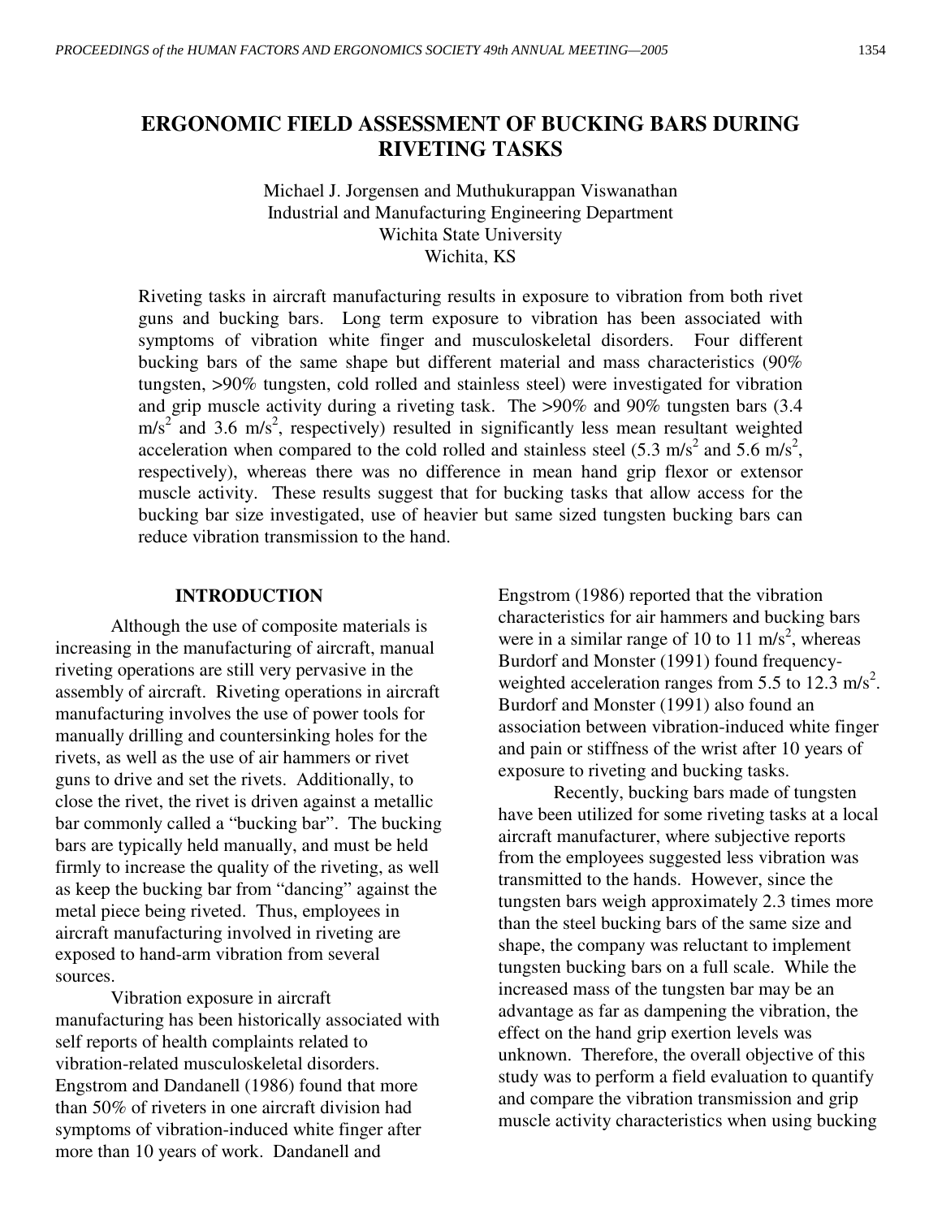# ERGONOMIC FIELD ASSESSMENT OF BUCKING BARS DURING RIVETING TASKS

Michael J. Jorgensen and Muthukurappan Viswanathan
Industrial and Manufacturing Engineering Department
Wichita State University
Wichita, KS

Riveting tasks in aircraft manufacturing results in exposure to vibration from both rivet guns and bucking bars. Long term exposure to vibration has been associated with symptoms of vibration white finger and musculoskeletal disorders. Four different bucking bars of the same shape but different material and mass characteristics (90% tungsten, >90% tungsten, cold rolled and stainless steel) were investigated for vibration and grip muscle activity during a riveting task. The >90% and 90% tungsten bars (3.4 $m/s^2$ and 3.6 $m/s^2$, respectively) resulted in significantly less mean resultant weighted acceleration when compared to the cold rolled and stainless steel (5.3 $m/s^2$ and 5.6 $m/s^2$, respectively), whereas there was no difference in mean hand grip flexor or extensor muscle activity. These results suggest that for bucking tasks that allow access for the bucking bar size investigated, use of heavier but same sized tungsten bucking bars can reduce vibration transmission to the hand.

## INTRODUCTION

Although the use of composite materials is increasing in the manufacturing of aircraft, manual riveting operations are still very pervasive in the assembly of aircraft. Riveting operations in aircraft manufacturing involves the use of power tools for manually drilling and countersinking holes for the rivets, as well as the use of air hammers or rivet guns to drive and set the rivets. Additionally, to close the rivet, the rivet is driven against a metallic bar commonly called a "bucking bar". The bucking bars are typically held manually, and must be held firmly to increase the quality of the riveting, as well as keep the bucking bar from "dancing" against the metal piece being riveted. Thus, employees in aircraft manufacturing involved in riveting are exposed to hand-arm vibration from several sources.

Vibration exposure in aircraft manufacturing has been historically associated with self reports of health complaints related to vibration-related musculoskeletal disorders. Engstrom and Dandanell (1986) found that more than 50% of riveters in one aircraft division had symptoms of vibration-induced white finger after more than 10 years of work. Dandanell and Engstrom (1986) reported that the vibration characteristics for air hammers and bucking bars were in a similar range of 10 to 11 $m/s^2$, whereas Burdorf and Monster (1991) found frequency-weighted acceleration ranges from 5.5 to 12.3 $m/s^2$. Burdorf and Monster (1991) also found an association between vibration-induced white finger and pain or stiffness of the wrist after 10 years of exposure to riveting and bucking tasks.

Recently, bucking bars made of tungsten have been utilized for some riveting tasks at a local aircraft manufacturer, where subjective reports from the employees suggested less vibration was transmitted to the hands. However, since the tungsten bars weigh approximately 2.3 times more than the steel bucking bars of the same size and shape, the company was reluctant to implement tungsten bucking bars on a full scale. While the increased mass of the tungsten bar may be an advantage as far as dampening the vibration, the effect on the hand grip exertion levels was unknown. Therefore, the overall objective of this study was to perform a field evaluation to quantify and compare the vibration transmission and grip muscle activity characteristics when using bucking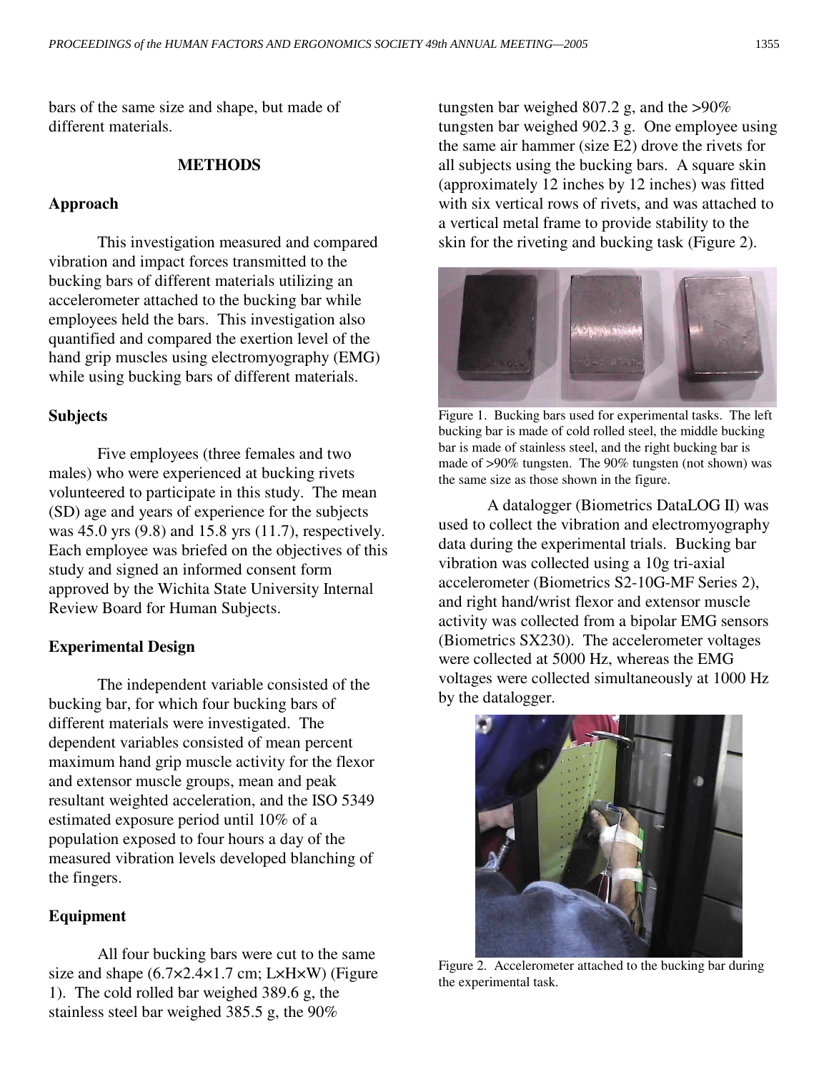bars of the same size and shape, but made of different materials.

## METHODS

### Approach

This investigation measured and compared vibration and impact forces transmitted to the bucking bars of different materials utilizing an accelerometer attached to the bucking bar while employees held the bars. This investigation also quantified and compared the exertion level of the hand grip muscles using electromyography (EMG) while using bucking bars of different materials.

### Subjects

Five employees (three females and two males) who were experienced at bucking rivets volunteered to participate in this study. The mean (SD) age and years of experience for the subjects was 45.0 yrs (9.8) and 15.8 yrs (11.7), respectively. Each employee was briefed on the objectives of this study and signed an informed consent form approved by the Wichita State University Internal Review Board for Human Subjects.

### Experimental Design

The independent variable consisted of the bucking bar, for which four bucking bars of different materials were investigated. The dependent variables consisted of mean percent maximum hand grip muscle activity for the flexor and extensor muscle groups, mean and peak resultant weighted acceleration, and the ISO 5349 estimated exposure period until 10% of a population exposed to four hours a day of the measured vibration levels developed blanching of the fingers.

### Equipment

All four bucking bars were cut to the same size and shape (6.7×2.4×1.7 cm; L×H×W) (Figure 1). The cold rolled bar weighed 389.6 g, the stainless steel bar weighed 385.5 g, the 90% tungsten bar weighed 807.2 g, and the >90% tungsten bar weighed 902.3 g. One employee using the same air hammer (size E2) drove the rivets for all subjects using the bucking bars. A square skin (approximately 12 inches by 12 inches) was fitted with six vertical rows of rivets, and was attached to a vertical metal frame to provide stability to the skin for the riveting and bucking task (Figure 2).

Figure 1. Bucking bars used for experimental tasks. The left bucking bar is made of cold rolled steel, the middle bucking bar is made of stainless steel, and the right bucking bar is made of >90% tungsten. The 90% tungsten (not shown) was the same size as those shown in the figure.

A datalogger (Biometrics DataLOG II) was used to collect the vibration and electromyography data during the experimental trials. Bucking bar vibration was collected using a 10g tri-axial accelerometer (Biometrics S2-10G-MF Series 2), and right hand/wrist flexor and extensor muscle activity was collected from a bipolar EMG sensors (Biometrics SX230). The accelerometer voltages were collected at 5000 Hz, whereas the EMG voltages were collected simultaneously at 1000 Hz by the datalogger.

Figure 2. Accelerometer attached to the bucking bar during the experimental task.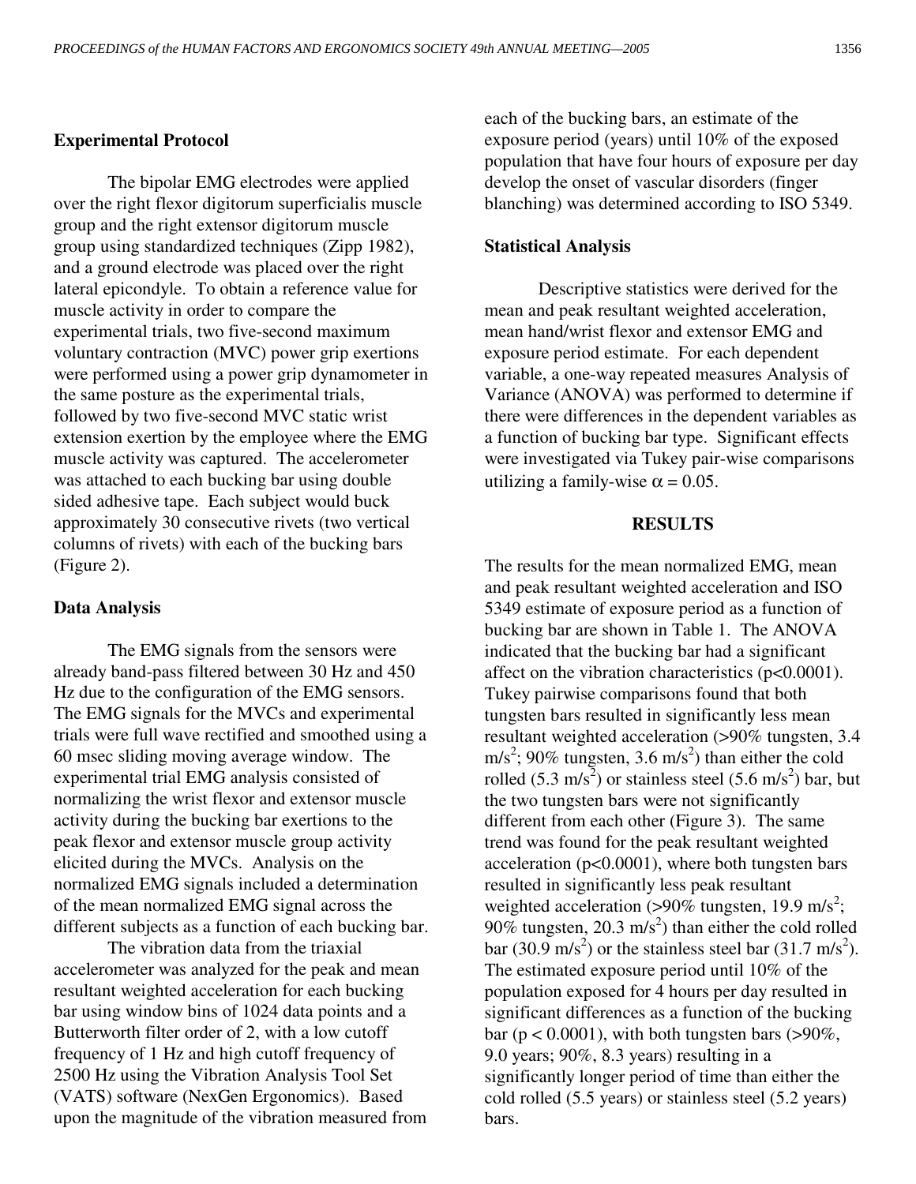### Experimental Protocol

The bipolar EMG electrodes were applied over the right flexor digitorum superficialis muscle group and the right extensor digitorum muscle group using standardized techniques (Zipp 1982), and a ground electrode was placed over the right lateral epicondyle. To obtain a reference value for muscle activity in order to compare the experimental trials, two five-second maximum voluntary contraction (MVC) power grip exertions were performed using a power grip dynamometer in the same posture as the experimental trials, followed by two five-second MVC static wrist extension exertion by the employee where the EMG muscle activity was captured. The accelerometer was attached to each bucking bar using double sided adhesive tape. Each subject would buck approximately 30 consecutive rivets (two vertical columns of rivets) with each of the bucking bars (Figure 2).

### Data Analysis

The EMG signals from the sensors were already band-pass filtered between 30 Hz and 450 Hz due to the configuration of the EMG sensors. The EMG signals for the MVCs and experimental trials were full wave rectified and smoothed using a 60 msec sliding moving average window. The experimental trial EMG analysis consisted of normalizing the wrist flexor and extensor muscle activity during the bucking bar exertions to the peak flexor and extensor muscle group activity elicited during the MVCs. Analysis on the normalized EMG signals included a determination of the mean normalized EMG signal across the different subjects as a function of each bucking bar.

The vibration data from the triaxial accelerometer was analyzed for the peak and mean resultant weighted acceleration for each bucking bar using window bins of 1024 data points and a Butterworth filter order of 2, with a low cutoff frequency of 1 Hz and high cutoff frequency of 2500 Hz using the Vibration Analysis Tool Set (VATS) software (NexGen Ergonomics). Based upon the magnitude of the vibration measured from each of the bucking bars, an estimate of the exposure period (years) until 10% of the exposed population that have four hours of exposure per day develop the onset of vascular disorders (finger blanching) was determined according to ISO 5349.

### Statistical Analysis

Descriptive statistics were derived for the mean and peak resultant weighted acceleration, mean hand/wrist flexor and extensor EMG and exposure period estimate. For each dependent variable, a one-way repeated measures Analysis of Variance (ANOVA) was performed to determine if there were differences in the dependent variables as a function of bucking bar type. Significant effects were investigated via Tukey pair-wise comparisons utilizing a family-wise $\alpha = 0.05$.

## RESULTS

The results for the mean normalized EMG, mean and peak resultant weighted acceleration and ISO 5349 estimate of exposure period as a function of bucking bar are shown in Table 1. The ANOVA indicated that the bucking bar had a significant affect on the vibration characteristics ($p<0.0001$). Tukey pairwise comparisons found that both tungsten bars resulted in significantly less mean resultant weighted acceleration (>90% tungsten, 3.4 $m/s^2$; 90% tungsten, 3.6 $m/s^2$) than either the cold rolled (5.3 $m/s^2$) or stainless steel (5.6 $m/s^2$) bar, but the two tungsten bars were not significantly different from each other (Figure 3). The same trend was found for the peak resultant weighted acceleration ($p<0.0001$), where both tungsten bars resulted in significantly less peak resultant weighted acceleration (>90% tungsten, 19.9 $m/s^2$; 90% tungsten, 20.3 $m/s^2$) than either the cold rolled bar (30.9 $m/s^2$) or the stainless steel bar (31.7 $m/s^2$). The estimated exposure period until 10% of the population exposed for 4 hours per day resulted in significant differences as a function of the bucking bar ($p < 0.0001$), with both tungsten bars (>90%, 9.0 years; 90%, 8.3 years) resulting in a significantly longer period of time than either the cold rolled (5.5 years) or stainless steel (5.2 years) bars.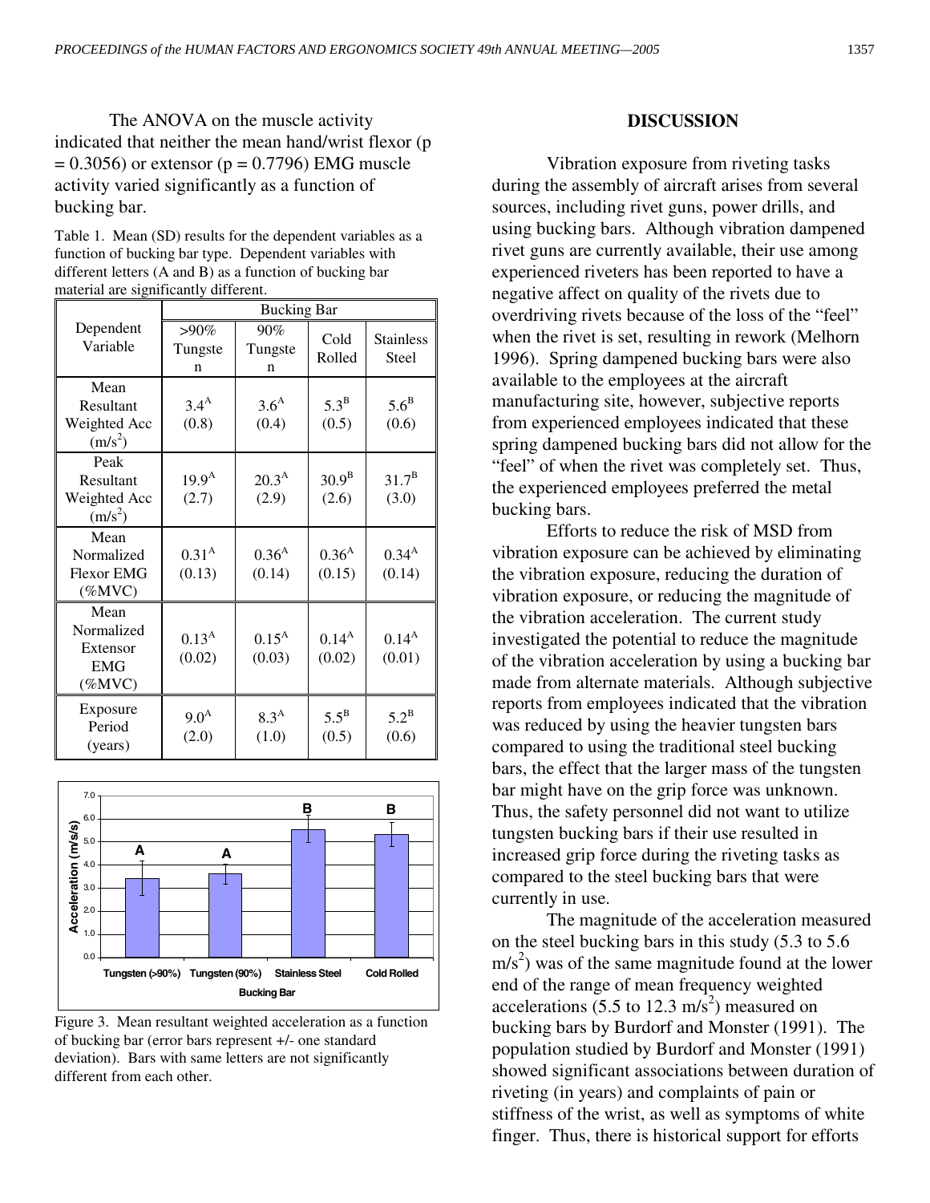The ANOVA on the muscle activity indicated that neither the mean hand/wrist flexor ($p = 0.3056$) or extensor ($p = 0.7796$) EMG muscle activity varied significantly as a function of bucking bar.

Table 1. Mean (SD) results for the dependent variables as a function of bucking bar type. Dependent variables with different letters (A and B) as a function of bucking bar material are significantly different.

| Dependent Variable | Bucking Bar | | | |
|---|---|---|---|---|
| | >90% Tungsten | 90% Tungsten | Cold Rolled | Stainless Steel |
| Mean Resultant Weighted Acc ($m/s^2$) | $3.4^A$ (0.8) | $3.6^A$ (0.4) | $5.3^B$ (0.5) | $5.6^B$ (0.6) |
| Peak Resultant Weighted Acc ($m/s^2$) | $19.9^A$ (2.7) | $20.3^A$ (2.9) | $30.9^B$ (2.6) | $31.7^B$ (3.0) |
| Mean Normalized Flexor EMG (%MVC) | $0.31^A$ (0.13) | $0.36^A$ (0.14) | $0.36^A$ (0.15) | $0.34^A$ (0.14) |
| Mean Normalized Extensor EMG (%MVC) | $0.13^A$ (0.02) | $0.15^A$ (0.03) | $0.14^A$ (0.02) | $0.14^A$ (0.01) |
| Exposure Period (years) | $9.0^A$ (2.0) | $8.3^A$ (1.0) | $5.5^B$ (0.5) | $5.2^B$ (0.6) |

Figure 3. Mean resultant weighted acceleration as a function of bucking bar (error bars represent +/- one standard deviation). Bars with same letters are not significantly different from each other.

## DISCUSSION

Vibration exposure from riveting tasks during the assembly of aircraft arises from several sources, including rivet guns, power drills, and using bucking bars. Although vibration dampened rivet guns are currently available, their use among experienced riveters has been reported to have a negative affect on quality of the rivets due to overdriving rivets because of the loss of the "feel" when the rivet is set, resulting in rework (Melhorn 1996). Spring dampened bucking bars were also available to the employees at the aircraft manufacturing site, however, subjective reports from experienced employees indicated that these spring dampened bucking bars did not allow for the "feel" of when the rivet was completely set. Thus, the experienced employees preferred the metal bucking bars.

Efforts to reduce the risk of MSD from vibration exposure can be achieved by eliminating the vibration exposure, reducing the duration of vibration exposure, or reducing the magnitude of the vibration acceleration. The current study investigated the potential to reduce the magnitude of the vibration acceleration by using a bucking bar made from alternate materials. Although subjective reports from employees indicated that the vibration was reduced by using the heavier tungsten bars compared to using the traditional steel bucking bars, the effect that the larger mass of the tungsten bar might have on the grip force was unknown. Thus, the safety personnel did not want to utilize tungsten bucking bars if their use resulted in increased grip force during the riveting tasks as compared to the steel bucking bars that were currently in use.

The magnitude of the acceleration measured on the steel bucking bars in this study (5.3 to 5.6 $m/s^2$) was of the same magnitude found at the lower end of the range of mean frequency weighted accelerations (5.5 to 12.3 $m/s^2$) measured on bucking bars by Burdorf and Monster (1991). The population studied by Burdorf and Monster (1991) showed significant associations between duration of riveting (in years) and complaints of pain or stiffness of the wrist, as well as symptoms of white finger. Thus, there is historical support for efforts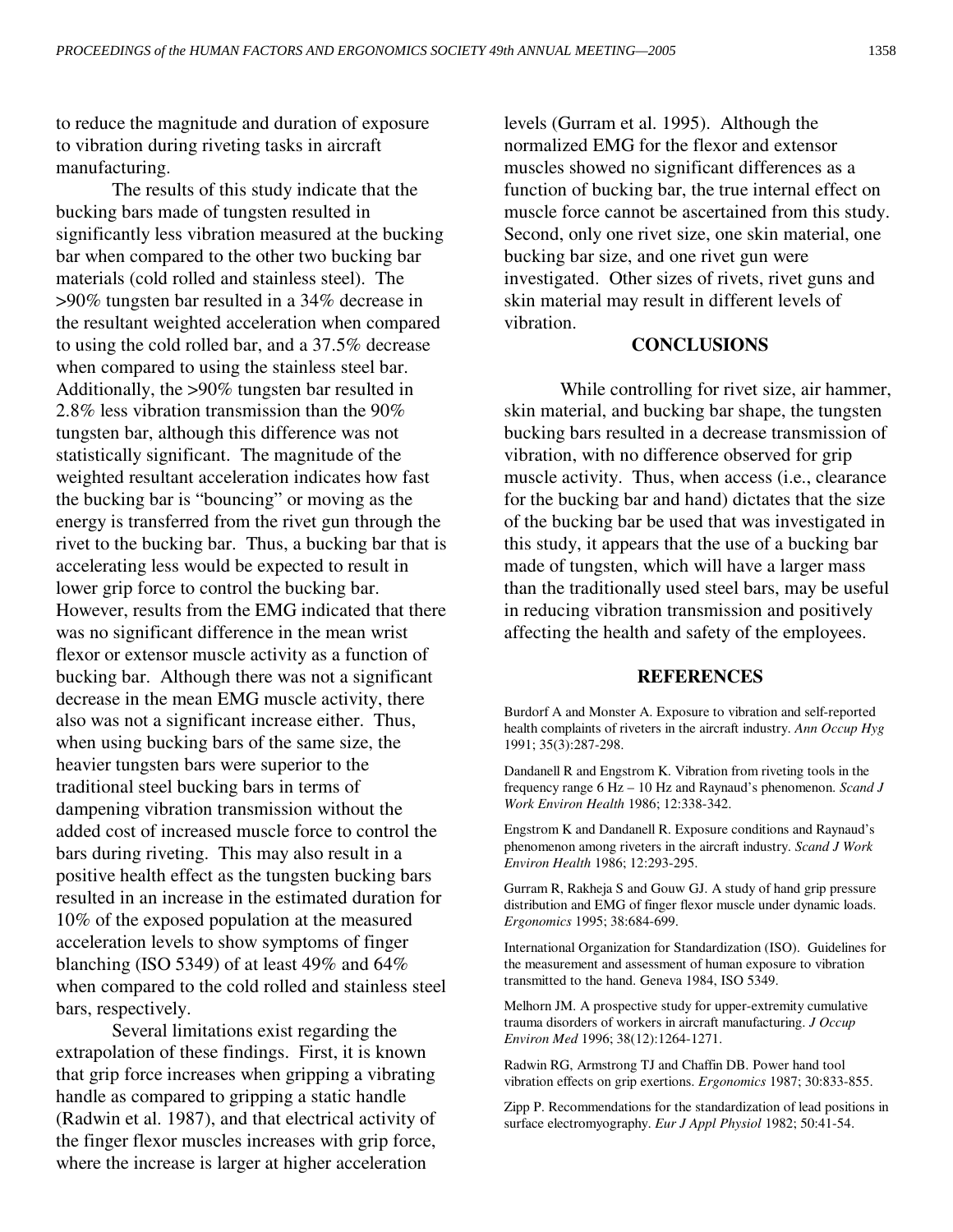to reduce the magnitude and duration of exposure to vibration during riveting tasks in aircraft manufacturing.

The results of this study indicate that the bucking bars made of tungsten resulted in significantly less vibration measured at the bucking bar when compared to the other two bucking bar materials (cold rolled and stainless steel). The >90% tungsten bar resulted in a 34% decrease in the resultant weighted acceleration when compared to using the cold rolled bar, and a 37.5% decrease when compared to using the stainless steel bar. Additionally, the >90% tungsten bar resulted in 2.8% less vibration transmission than the 90% tungsten bar, although this difference was not statistically significant. The magnitude of the weighted resultant acceleration indicates how fast the bucking bar is "bouncing" or moving as the energy is transferred from the rivet gun through the rivet to the bucking bar. Thus, a bucking bar that is accelerating less would be expected to result in lower grip force to control the bucking bar. However, results from the EMG indicated that there was no significant difference in the mean wrist flexor or extensor muscle activity as a function of bucking bar. Although there was not a significant decrease in the mean EMG muscle activity, there also was not a significant increase either. Thus, when using bucking bars of the same size, the heavier tungsten bars were superior to the traditional steel bucking bars in terms of dampening vibration transmission without the added cost of increased muscle force to control the bars during riveting. This may also result in a positive health effect as the tungsten bucking bars resulted in an increase in the estimated duration for 10% of the exposed population at the measured acceleration levels to show symptoms of finger blanching (ISO 5349) of at least 49% and 64% when compared to the cold rolled and stainless steel bars, respectively.

Several limitations exist regarding the extrapolation of these findings. First, it is known that grip force increases when gripping a vibrating handle as compared to gripping a static handle (Radwin et al. 1987), and that electrical activity of the finger flexor muscles increases with grip force, where the increase is larger at higher acceleration levels (Gurram et al. 1995). Although the normalized EMG for the flexor and extensor muscles showed no significant differences as a function of bucking bar, the true internal effect on muscle force cannot be ascertained from this study. Second, only one rivet size, one skin material, one bucking bar size, and one rivet gun were investigated. Other sizes of rivets, rivet guns and skin material may result in different levels of vibration.

## CONCLUSIONS

While controlling for rivet size, air hammer, skin material, and bucking bar shape, the tungsten bucking bars resulted in a decrease transmission of vibration, with no difference observed for grip muscle activity. Thus, when access (i.e., clearance for the bucking bar and hand) dictates that the size of the bucking bar be used that was investigated in this study, it appears that the use of a bucking bar made of tungsten, which will have a larger mass than the traditionally used steel bars, may be useful in reducing vibration transmission and positively affecting the health and safety of the employees.

## REFERENCES

Burdorf A and Monster A. Exposure to vibration and self-reported health complaints of riveters in the aircraft industry. *Ann Occup Hyg* 1991; 35(3):287-298.

Dandanell R and Engstrom K. Vibration from riveting tools in the frequency range 6 Hz – 10 Hz and Raynaud's phenomenon. *Scand J Work Environ Health* 1986; 12:338-342.

Engstrom K and Dandanell R. Exposure conditions and Raynaud's phenomenon among riveters in the aircraft industry. *Scand J Work Environ Health* 1986; 12:293-295.

Gurram R, Rakheja S and Gouw GJ. A study of hand grip pressure distribution and EMG of finger flexor muscle under dynamic loads. *Ergonomics* 1995; 38:684-699.

International Organization for Standardization (ISO). Guidelines for the measurement and assessment of human exposure to vibration transmitted to the hand. Geneva 1984, ISO 5349.

Melhorn JM. A prospective study for upper-extremity cumulative trauma disorders of workers in aircraft manufacturing. *J Occup Environ Med* 1996; 38(12):1264-1271.

Radwin RG, Armstrong TJ and Chaffin DB. Power hand tool vibration effects on grip exertions. *Ergonomics* 1987; 30:833-855.

Zipp P. Recommendations for the standardization of lead positions in surface electromyography. *Eur J Appl Physiol* 1982; 50:41-54.